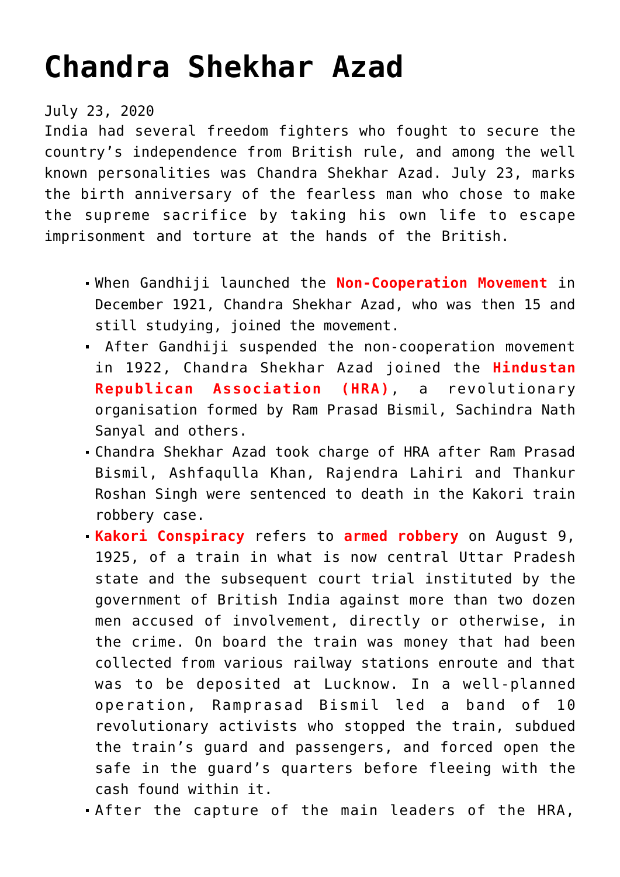# Chandra Shekhar Azad

July 23, 2020

India had several freedom fighters who fought to secure the country's independence from British rule, and among the well known personalities was Chandra Shekhar Azad. July 23, marks the birth anniversary of the fearless man who chose to make the supreme sacrifice by taking his own life to escape imprisonment and torture at the hands of the British.

- When Gandhiji launched the **Non-Cooperation Movement** in December 1921, Chandra Shekhar Azad, who was then 15 and still studying, joined the movement.
- After Gandhiji suspended the non-cooperation movement in 1922, Chandra Shekhar Azad joined the **Hindustan Republican Association (HRA)**, a revolutionary organisation formed by Ram Prasad Bismil, Sachindra Nath Sanyal and others.
- Chandra Shekhar Azad took charge of HRA after Ram Prasad Bismil, Ashfaqulla Khan, Rajendra Lahiri and Thankur Roshan Singh were sentenced to death in the Kakori train robbery case.
- **Kakori Conspiracy** refers to **armed robbery** on August 9, 1925, of a train in what is now central Uttar Pradesh state and the subsequent court trial instituted by the government of British India against more than two dozen men accused of involvement, directly or otherwise, in the crime. On board the train was money that had been collected from various railway stations enroute and that was to be deposited at Lucknow. In a well-planned operation, Ramprasad Bismil led a band of 10 revolutionary activists who stopped the train, subdued the train's guard and passengers, and forced open the safe in the guard's quarters before fleeing with the cash found within it.
- After the capture of the main leaders of the HRA,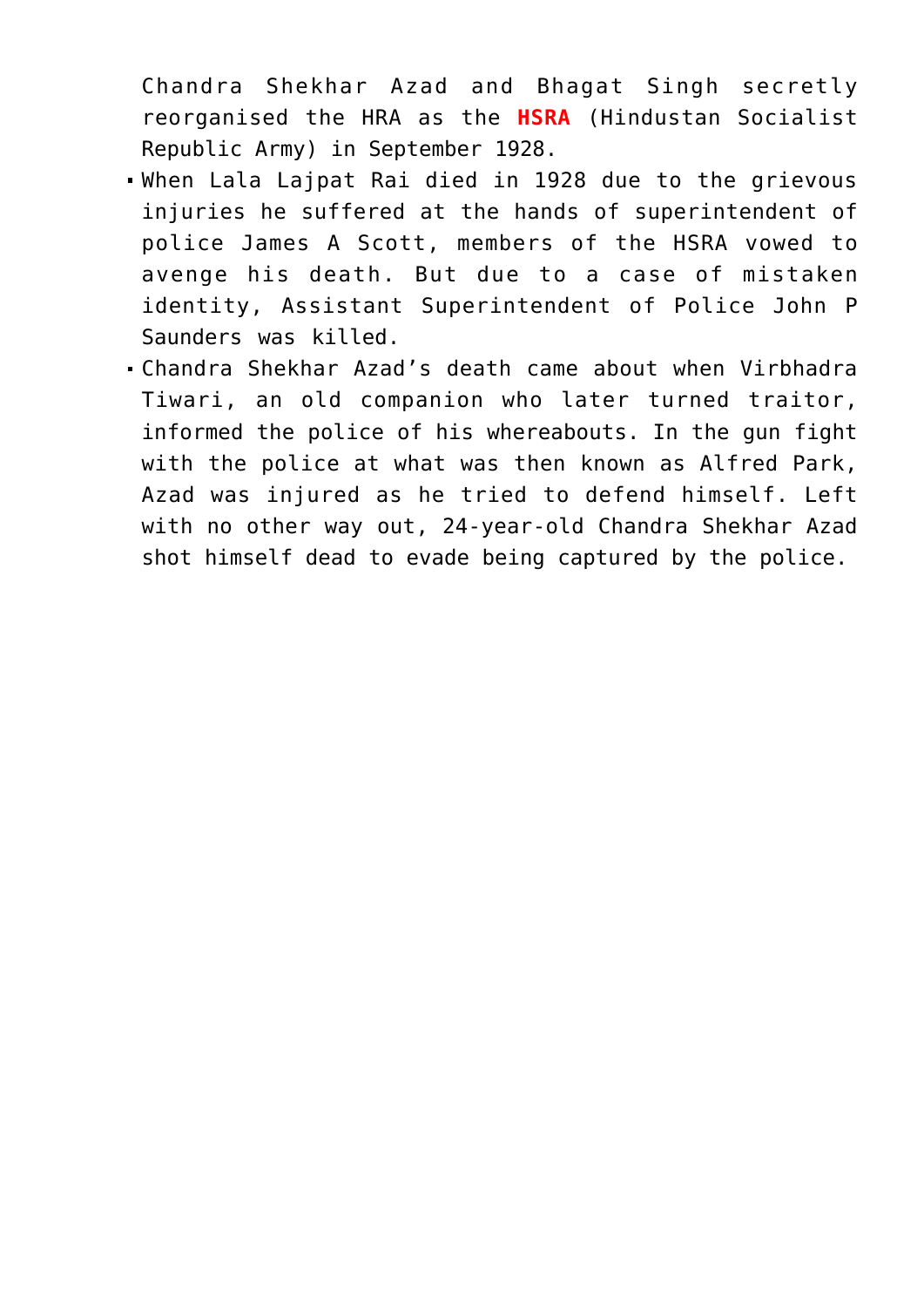Chandra Shekhar Azad and Bhagat Singh secretly reorganised the HRA as the **HSRA** (Hindustan Socialist Republic Army) in September 1928.

- When Lala Lajpat Rai died in 1928 due to the grievous injuries he suffered at the hands of superintendent of police James A Scott, members of the HSRA vowed to avenge his death. But due to a case of mistaken identity, Assistant Superintendent of Police John P Saunders was killed.
- Chandra Shekhar Azad's death came about when Virbhadra Tiwari, an old companion who later turned traitor, informed the police of his whereabouts. In the gun fight with the police at what was then known as Alfred Park, Azad was injured as he tried to defend himself. Left with no other way out, 24-year-old Chandra Shekhar Azad shot himself dead to evade being captured by the police.